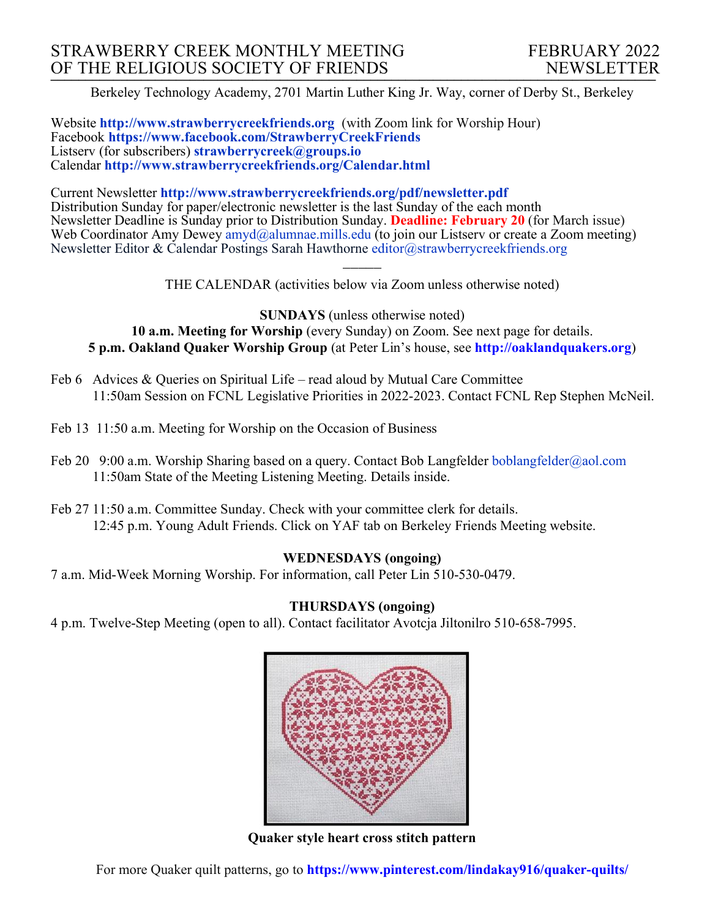# STRAWBERRY CREEK MONTHLY MEETING OF THE RELIGIOUS SOCIETY OF FRIENDS

# FEBRUARY 2022 NEWSLETTER

Berkeley Technology Academy, 2701 Martin Luther King Jr. Way, corner of Derby St., Berkeley

Website **http://www.strawberrycreekfriends.org** (with Zoom link for Worship Hour)
Facebook **https://www.facebook.com/StrawberryCreekFriends**
Listserv (for subscribers) **strawberrycreek@groups.io**
Calendar **http://www.strawberrycreekfriends.org/Calendar.html**

Current Newsletter **http://www.strawberrycreekfriends.org/pdf/newsletter.pdf**
Distribution Sunday for paper/electronic newsletter is the last Sunday of the each month
Newsletter Deadline is Sunday prior to Distribution Sunday. **Deadline: February 20** (for March issue)
Web Coordinator Amy Dewey amyd@alumnae.mills.edu (to join our Listserv or create a Zoom meeting)
Newsletter Editor & Calendar Postings Sarah Hawthorne editor@strawberrycreekfriends.org

———

THE CALENDAR (activities below via Zoom unless otherwise noted)

**SUNDAYS** (unless otherwise noted)

**10 a.m. Meeting for Worship** (every Sunday) on Zoom. See next page for details.
**5 p.m. Oakland Quaker Worship Group** (at Peter Lin's house, see **http://oaklandquakers.org**)

Feb 6 Advices & Queries on Spiritual Life – read aloud by Mutual Care Committee
11:50am Session on FCNL Legislative Priorities in 2022-2023. Contact FCNL Rep Stephen McNeil.

Feb 13 11:50 a.m. Meeting for Worship on the Occasion of Business

Feb 20 9:00 a.m. Worship Sharing based on a query. Contact Bob Langfelder boblangfelder@aol.com
11:50am State of the Meeting Listening Meeting. Details inside.

Feb 27 11:50 a.m. Committee Sunday. Check with your committee clerk for details.
12:45 p.m. Young Adult Friends. Click on YAF tab on Berkeley Friends Meeting website.

**WEDNESDAYS (ongoing)**

7 a.m. Mid-Week Morning Worship. For information, call Peter Lin 510-530-0479.

**THURSDAYS (ongoing)**

4 p.m. Twelve-Step Meeting (open to all). Contact facilitator Avotcja Jiltonilro 510-658-7995.

**Quaker style heart cross stitch pattern**

For more Quaker quilt patterns, go to **https://www.pinterest.com/lindakay916/quaker-quilts/**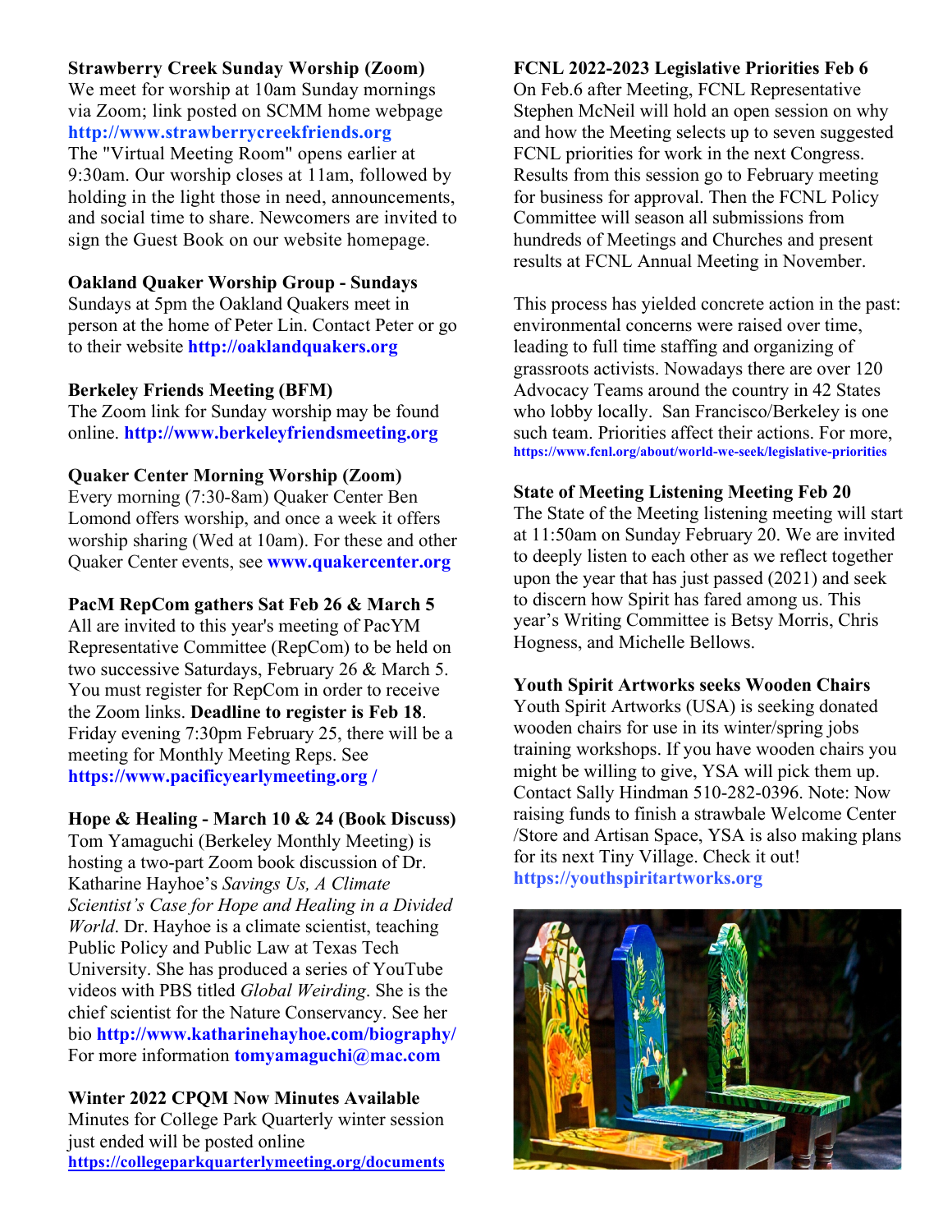**Strawberry Creek Sunday Worship (Zoom)**
We meet for worship at 10am Sunday mornings via Zoom; link posted on SCMM home webpage **http://www.strawberrycreekfriends.org** The "Virtual Meeting Room" opens earlier at 9:30am. Our worship closes at 11am, followed by holding in the light those in need, announcements, and social time to share. Newcomers are invited to sign the Guest Book on our website homepage.

**Oakland Quaker Worship Group - Sundays**
Sundays at 5pm the Oakland Quakers meet in person at the home of Peter Lin. Contact Peter or go to their website **http://oaklandquakers.org**

**Berkeley Friends Meeting (BFM)**
The Zoom link for Sunday worship may be found online. **http://www.berkeleyfriendsmeeting.org**

**Quaker Center Morning Worship (Zoom)**
Every morning (7:30-8am) Quaker Center Ben Lomond offers worship, and once a week it offers worship sharing (Wed at 10am). For these and other Quaker Center events, see **www.quakercenter.org**

**PacM RepCom gathers Sat Feb 26 & March 5**
All are invited to this year's meeting of PacYM Representative Committee (RepCom) to be held on two successive Saturdays, February 26 & March 5. You must register for RepCom in order to receive the Zoom links. **Deadline to register is Feb 18**. Friday evening 7:30pm February 25, there will be a meeting for Monthly Meeting Reps. See **https://www.pacificyearlymeeting.org /**

**Hope & Healing - March 10 & 24 (Book Discuss)**
Tom Yamaguchi (Berkeley Monthly Meeting) is hosting a two-part Zoom book discussion of Dr. Katharine Hayhoe's *Savings Us, A Climate Scientist's Case for Hope and Healing in a Divided World*. Dr. Hayhoe is a climate scientist, teaching Public Policy and Public Law at Texas Tech University. She has produced a series of YouTube videos with PBS titled *Global Weirding*. She is the chief scientist for the Nature Conservancy. See her bio **http://www.katharinehayhoe.com/biography/** For more information **tomyamaguchi@mac.com**

**Winter 2022 CPQM Now Minutes Available**
Minutes for College Park Quarterly winter session just ended will be posted online **https://collegeparkquarterlymeeting.org/documents**

**FCNL 2022-2023 Legislative Priorities Feb 6**
On Feb.6 after Meeting, FCNL Representative Stephen McNeil will hold an open session on why and how the Meeting selects up to seven suggested FCNL priorities for work in the next Congress. Results from this session go to February meeting for business for approval. Then the FCNL Policy Committee will season all submissions from hundreds of Meetings and Churches and present results at FCNL Annual Meeting in November.

This process has yielded concrete action in the past: environmental concerns were raised over time, leading to full time staffing and organizing of grassroots activists. Nowadays there are over 120 Advocacy Teams around the country in 42 States who lobby locally. San Francisco/Berkeley is one such team. Priorities affect their actions. For more, **https://www.fcnl.org/about/world-we-seek/legislative-priorities**

**State of Meeting Listening Meeting Feb 20**
The State of the Meeting listening meeting will start at 11:50am on Sunday February 20. We are invited to deeply listen to each other as we reflect together upon the year that has just passed (2021) and seek to discern how Spirit has fared among us. This year's Writing Committee is Betsy Morris, Chris Hogness, and Michelle Bellows.

**Youth Spirit Artworks seeks Wooden Chairs**
Youth Spirit Artworks (USA) is seeking donated wooden chairs for use in its winter/spring jobs training workshops. If you have wooden chairs you might be willing to give, YSA will pick them up. Contact Sally Hindman 510-282-0396. Note: Now raising funds to finish a strawbale Welcome Center /Store and Artisan Space, YSA is also making plans for its next Tiny Village. Check it out! **https://youthspiritartworks.org**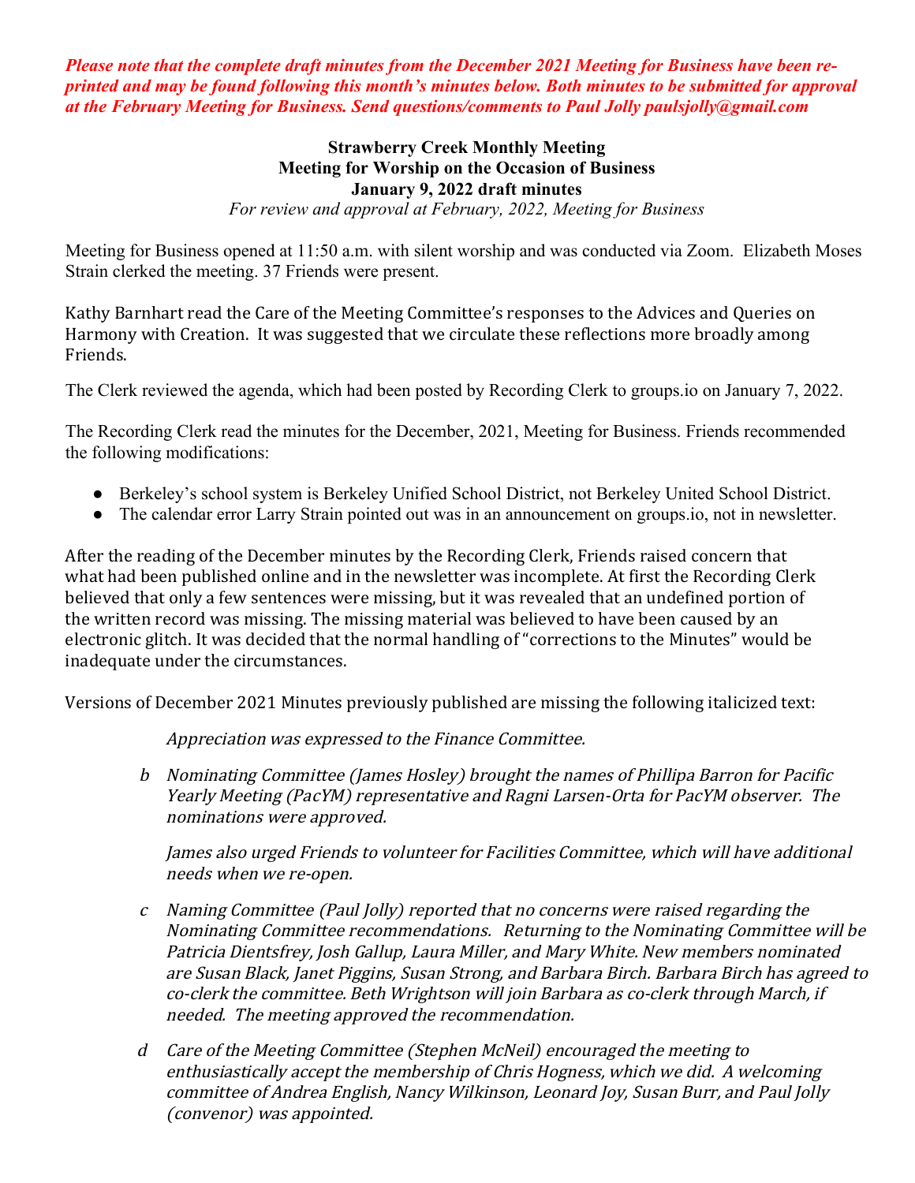***Please note that the complete draft minutes from the December 2021 Meeting for Business have been re-printed and may be found following this month's minutes below. Both minutes to be submitted for approval at the February Meeting for Business. Send questions/comments to Paul Jolly paulsjolly@gmail.com***

**Strawberry Creek Monthly Meeting**
**Meeting for Worship on the Occasion of Business**
**January 9, 2022 draft minutes**
*For review and approval at February, 2022, Meeting for Business*

Meeting for Business opened at 11:50 a.m. with silent worship and was conducted via Zoom. Elizabeth Moses Strain clerked the meeting. 37 Friends were present.

Kathy Barnhart read the Care of the Meeting Committee's responses to the Advices and Queries on Harmony with Creation. It was suggested that we circulate these reflections more broadly among Friends.

The Clerk reviewed the agenda, which had been posted by Recording Clerk to groups.io on January 7, 2022.

The Recording Clerk read the minutes for the December, 2021, Meeting for Business. Friends recommended the following modifications:

- Berkeley's school system is Berkeley Unified School District, not Berkeley United School District.
- The calendar error Larry Strain pointed out was in an announcement on groups.io, not in newsletter.

After the reading of the December minutes by the Recording Clerk, Friends raised concern that what had been published online and in the newsletter was incomplete. At first the Recording Clerk believed that only a few sentences were missing, but it was revealed that an undefined portion of the written record was missing. The missing material was believed to have been caused by an electronic glitch. It was decided that the normal handling of "corrections to the Minutes" would be inadequate under the circumstances.

Versions of December 2021 Minutes previously published are missing the following italicized text:

> *Appreciation was expressed to the Finance Committee.*
>
> *b Nominating Committee (James Hosley) brought the names of Phillipa Barron for Pacific Yearly Meeting (PacYM) representative and Ragni Larsen-Orta for PacYM observer. The nominations were approved.*
>
> *James also urged Friends to volunteer for Facilities Committee, which will have additional needs when we re-open.*
>
> *c Naming Committee (Paul Jolly) reported that no concerns were raised regarding the Nominating Committee recommendations. Returning to the Nominating Committee will be Patricia Dientsfrey, Josh Gallup, Laura Miller, and Mary White. New members nominated are Susan Black, Janet Piggins, Susan Strong, and Barbara Birch. Barbara Birch has agreed to co-clerk the committee. Beth Wrightson will join Barbara as co-clerk through March, if needed. The meeting approved the recommendation.*
>
> *d Care of the Meeting Committee (Stephen McNeil) encouraged the meeting to enthusiastically accept the membership of Chris Hogness, which we did. A welcoming committee of Andrea English, Nancy Wilkinson, Leonard Joy, Susan Burr, and Paul Jolly (convenor) was appointed.*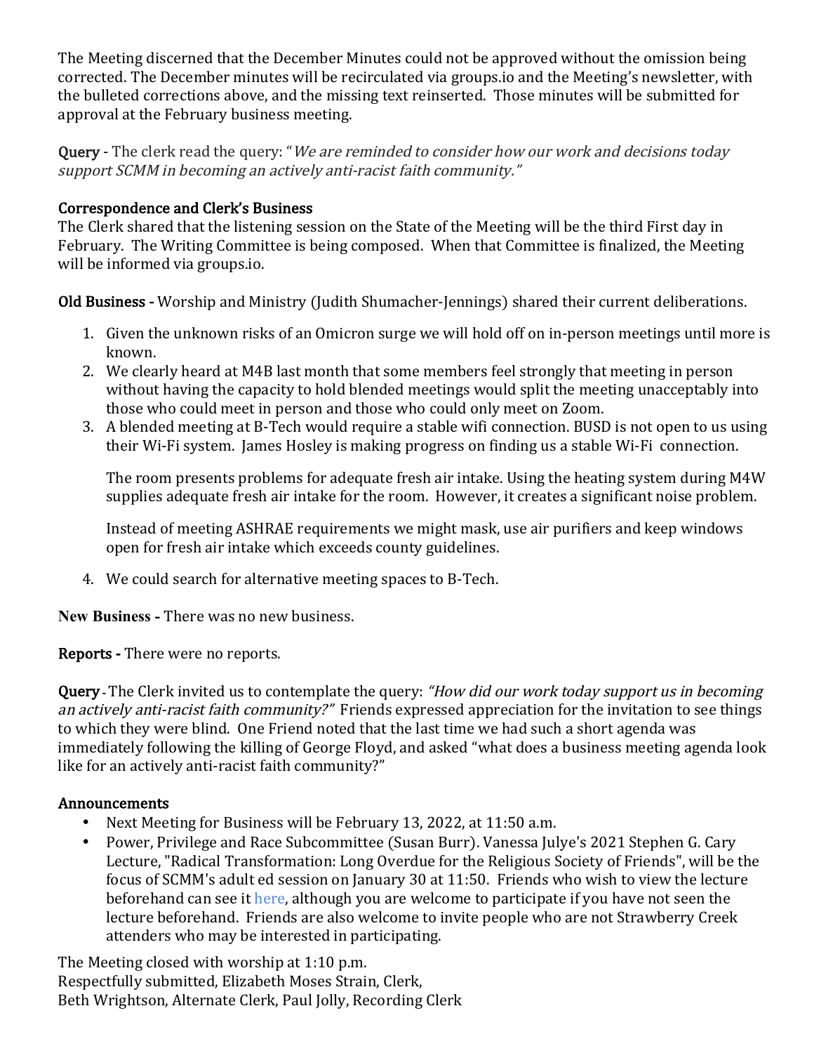The Meeting discerned that the December Minutes could not be approved without the omission being corrected. The December minutes will be recirculated via groups.io and the Meeting's newsletter, with the bulleted corrections above, and the missing text reinserted. Those minutes will be submitted for approval at the February business meeting.

**Query** - The clerk read the query: "*We are reminded to consider how our work and decisions today support SCMM in becoming an actively anti-racist faith community.*"

**Correspondence and Clerk's Business**
The Clerk shared that the listening session on the State of the Meeting will be the third First day in February. The Writing Committee is being composed. When that Committee is finalized, the Meeting will be informed via groups.io.

**Old Business -** Worship and Ministry (Judith Shumacher-Jennings) shared their current deliberations.

1. Given the unknown risks of an Omicron surge we will hold off on in-person meetings until more is known.
2. We clearly heard at M4B last month that some members feel strongly that meeting in person without having the capacity to hold blended meetings would split the meeting unacceptably into those who could meet in person and those who could only meet on Zoom.
3. A blended meeting at B-Tech would require a stable wifi connection. BUSD is not open to us using their Wi-Fi system. James Hosley is making progress on finding us a stable Wi-Fi connection.

   The room presents problems for adequate fresh air intake. Using the heating system during M4W supplies adequate fresh air intake for the room. However, it creates a significant noise problem.

   Instead of meeting ASHRAE requirements we might mask, use air purifiers and keep windows open for fresh air intake which exceeds county guidelines.

4. We could search for alternative meeting spaces to B-Tech.

**New Business -** There was no new business.

**Reports -** There were no reports.

**Query** - The Clerk invited us to contemplate the query: *"How did our work today support us in becoming an actively anti-racist faith community?"* Friends expressed appreciation for the invitation to see things to which they were blind. One Friend noted that the last time we had such a short agenda was immediately following the killing of George Floyd, and asked "what does a business meeting agenda look like for an actively anti-racist faith community?"

**Announcements**

- Next Meeting for Business will be February 13, 2022, at 11:50 a.m.
- Power, Privilege and Race Subcommittee (Susan Burr). Vanessa Julye's 2021 Stephen G. Cary Lecture, "Radical Transformation: Long Overdue for the Religious Society of Friends", will be the focus of SCMM's adult ed session on January 30 at 11:50. Friends who wish to view the lecture beforehand can see it here, although you are welcome to participate if you have not seen the lecture beforehand. Friends are also welcome to invite people who are not Strawberry Creek attenders who may be interested in participating.

The Meeting closed with worship at 1:10 p.m.
Respectfully submitted, Elizabeth Moses Strain, Clerk,
Beth Wrightson, Alternate Clerk, Paul Jolly, Recording Clerk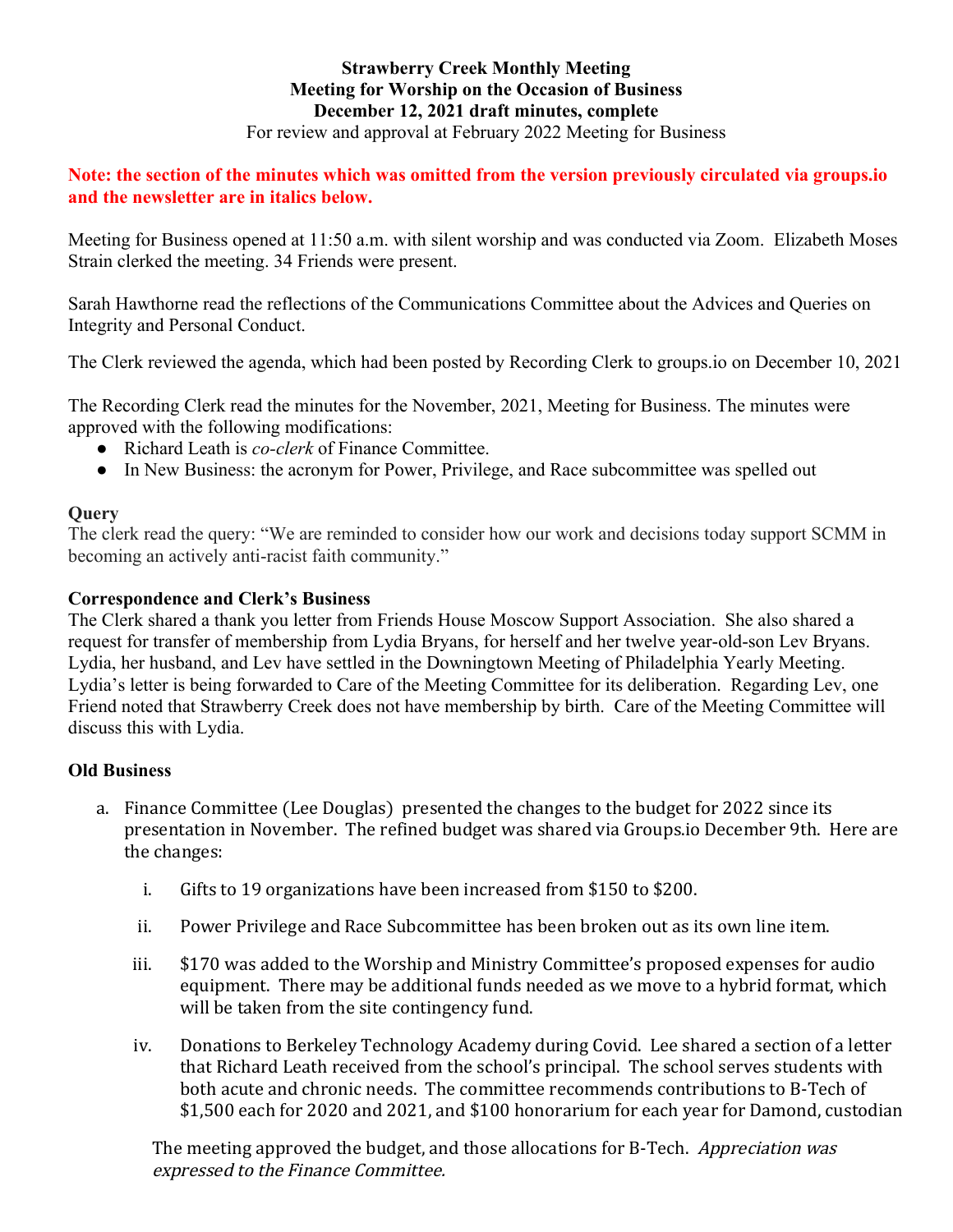**Strawberry Creek Monthly Meeting**
**Meeting for Worship on the Occasion of Business**
**December 12, 2021 draft minutes, complete**
For review and approval at February 2022 Meeting for Business

**Note: the section of the minutes which was omitted from the version previously circulated via groups.io and the newsletter are in italics below.**

Meeting for Business opened at 11:50 a.m. with silent worship and was conducted via Zoom. Elizabeth Moses Strain clerked the meeting. 34 Friends were present.

Sarah Hawthorne read the reflections of the Communications Committee about the Advices and Queries on Integrity and Personal Conduct.

The Clerk reviewed the agenda, which had been posted by Recording Clerk to groups.io on December 10, 2021

The Recording Clerk read the minutes for the November, 2021, Meeting for Business. The minutes were approved with the following modifications:

- Richard Leath is *co-clerk* of Finance Committee.
- In New Business: the acronym for Power, Privilege, and Race subcommittee was spelled out

**Query**

The clerk read the query: "We are reminded to consider how our work and decisions today support SCMM in becoming an actively anti-racist faith community."

**Correspondence and Clerk's Business**

The Clerk shared a thank you letter from Friends House Moscow Support Association. She also shared a request for transfer of membership from Lydia Bryans, for herself and her twelve year-old-son Lev Bryans. Lydia, her husband, and Lev have settled in the Downingtown Meeting of Philadelphia Yearly Meeting. Lydia's letter is being forwarded to Care of the Meeting Committee for its deliberation. Regarding Lev, one Friend noted that Strawberry Creek does not have membership by birth. Care of the Meeting Committee will discuss this with Lydia.

**Old Business**

a. Finance Committee (Lee Douglas) presented the changes to the budget for 2022 since its presentation in November. The refined budget was shared via Groups.io December 9th. Here are the changes:

   i. Gifts to 19 organizations have been increased from $150 to $200.

   ii. Power Privilege and Race Subcommittee has been broken out as its own line item.

   iii. $170 was added to the Worship and Ministry Committee's proposed expenses for audio equipment. There may be additional funds needed as we move to a hybrid format, which will be taken from the site contingency fund.

   iv. Donations to Berkeley Technology Academy during Covid. Lee shared a section of a letter that Richard Leath received from the school's principal. The school serves students with both acute and chronic needs. The committee recommends contributions to B-Tech of $1,500 each for 2020 and 2021, and $100 honorarium for each year for Damond, custodian

   The meeting approved the budget, and those allocations for B-Tech. *Appreciation was expressed to the Finance Committee.*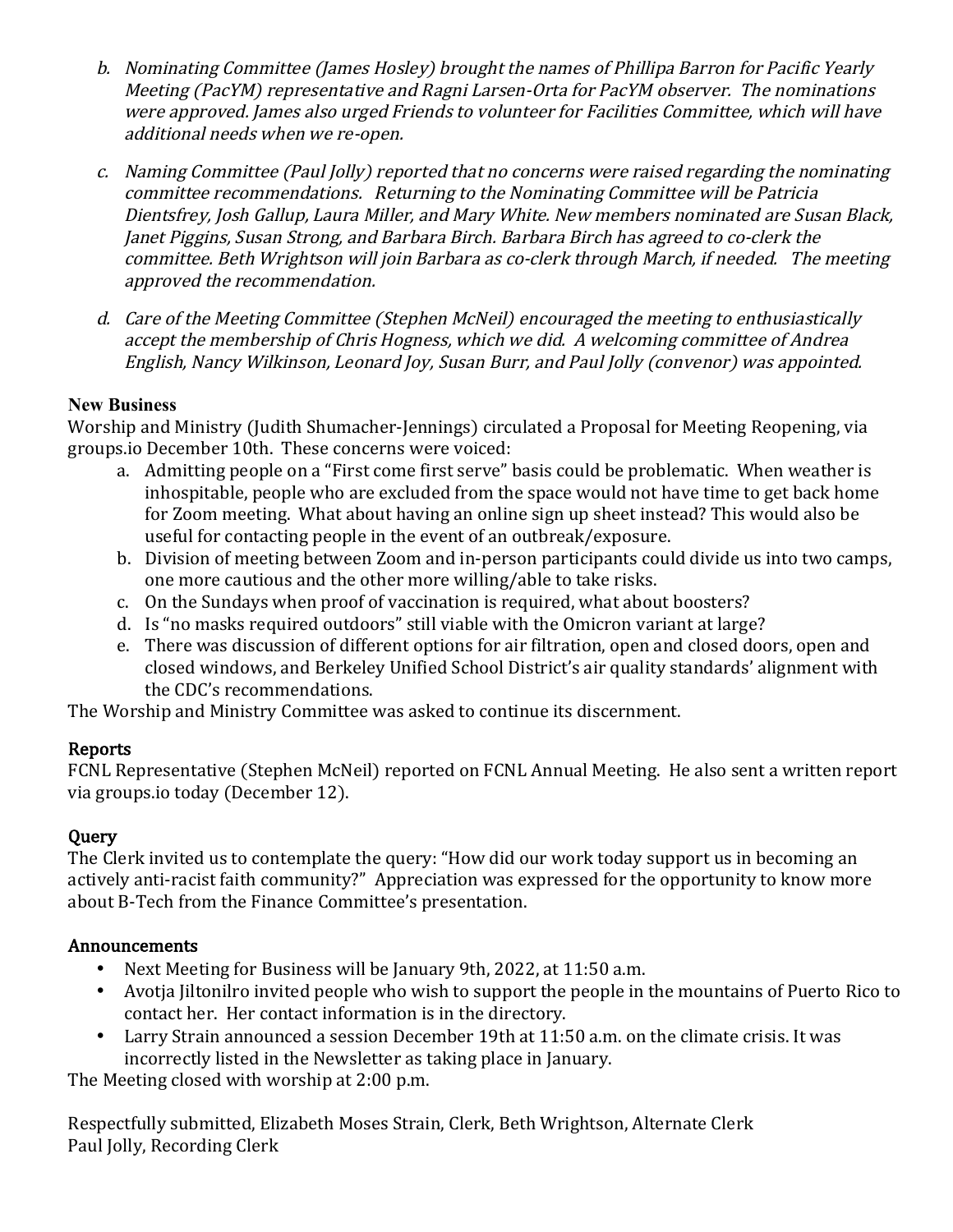b. *Nominating Committee (James Hosley) brought the names of Phillipa Barron for Pacific Yearly Meeting (PacYM) representative and Ragni Larsen-Orta for PacYM observer. The nominations were approved. James also urged Friends to volunteer for Facilities Committee, which will have additional needs when we re-open.*

c. *Naming Committee (Paul Jolly) reported that no concerns were raised regarding the nominating committee recommendations. Returning to the Nominating Committee will be Patricia Dientsfrey, Josh Gallup, Laura Miller, and Mary White. New members nominated are Susan Black, Janet Piggins, Susan Strong, and Barbara Birch. Barbara Birch has agreed to co-clerk the committee. Beth Wrightson will join Barbara as co-clerk through March, if needed. The meeting approved the recommendation.*

d. *Care of the Meeting Committee (Stephen McNeil) encouraged the meeting to enthusiastically accept the membership of Chris Hogness, which we did. A welcoming committee of Andrea English, Nancy Wilkinson, Leonard Joy, Susan Burr, and Paul Jolly (convenor) was appointed.*

**New Business**

Worship and Ministry (Judith Shumacher-Jennings) circulated a Proposal for Meeting Reopening, via groups.io December 10th. These concerns were voiced:

a. Admitting people on a "First come first serve" basis could be problematic. When weather is inhospitable, people who are excluded from the space would not have time to get back home for Zoom meeting. What about having an online sign up sheet instead? This would also be useful for contacting people in the event of an outbreak/exposure.
b. Division of meeting between Zoom and in-person participants could divide us into two camps, one more cautious and the other more willing/able to take risks.
c. On the Sundays when proof of vaccination is required, what about boosters?
d. Is "no masks required outdoors" still viable with the Omicron variant at large?
e. There was discussion of different options for air filtration, open and closed doors, open and closed windows, and Berkeley Unified School District's air quality standards' alignment with the CDC's recommendations.

The Worship and Ministry Committee was asked to continue its discernment.

**Reports**

FCNL Representative (Stephen McNeil) reported on FCNL Annual Meeting. He also sent a written report via groups.io today (December 12).

**Query**

The Clerk invited us to contemplate the query: "How did our work today support us in becoming an actively anti-racist faith community?" Appreciation was expressed for the opportunity to know more about B-Tech from the Finance Committee's presentation.

**Announcements**

- Next Meeting for Business will be January 9th, 2022, at 11:50 a.m.
- Avotja Jiltonilro invited people who wish to support the people in the mountains of Puerto Rico to contact her. Her contact information is in the directory.
- Larry Strain announced a session December 19th at 11:50 a.m. on the climate crisis. It was incorrectly listed in the Newsletter as taking place in January.

The Meeting closed with worship at 2:00 p.m.

Respectfully submitted, Elizabeth Moses Strain, Clerk, Beth Wrightson, Alternate Clerk
Paul Jolly, Recording Clerk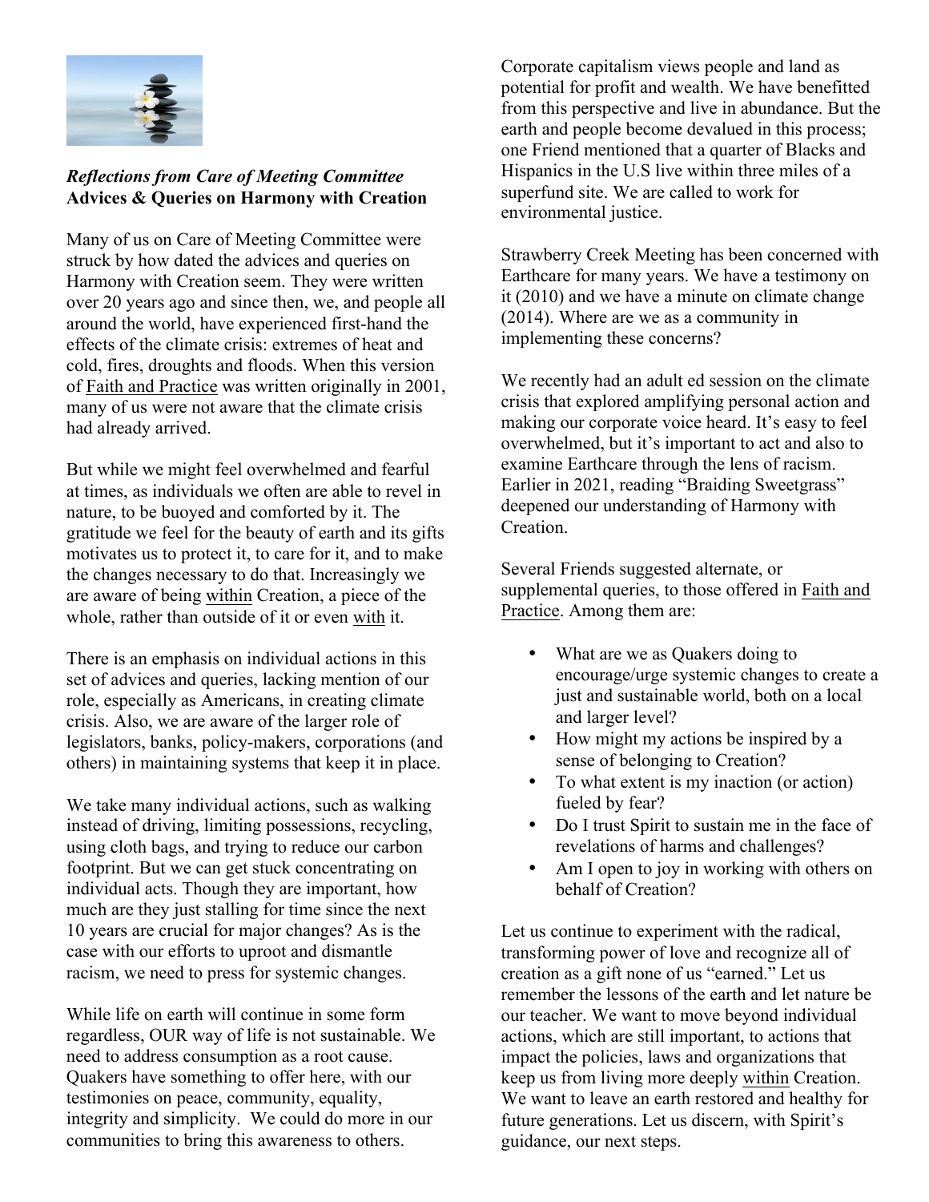***Reflections from Care of Meeting Committee***
**Advices & Queries on Harmony with Creation**

Many of us on Care of Meeting Committee were struck by how dated the advices and queries on Harmony with Creation seem. They were written over 20 years ago and since then, we, and people all around the world, have experienced first-hand the effects of the climate crisis: extremes of heat and cold, fires, droughts and floods. When this version of <u>Faith and Practice</u> was written originally in 2001, many of us were not aware that the climate crisis had already arrived.

But while we might feel overwhelmed and fearful at times, as individuals we often are able to revel in nature, to be buoyed and comforted by it. The gratitude we feel for the beauty of earth and its gifts motivates us to protect it, to care for it, and to make the changes necessary to do that. Increasingly we are aware of being <u>within</u> Creation, a piece of the whole, rather than outside of it or even <u>with</u> it.

There is an emphasis on individual actions in this set of advices and queries, lacking mention of our role, especially as Americans, in creating climate crisis. Also, we are aware of the larger role of legislators, banks, policy-makers, corporations (and others) in maintaining systems that keep it in place.

We take many individual actions, such as walking instead of driving, limiting possessions, recycling, using cloth bags, and trying to reduce our carbon footprint. But we can get stuck concentrating on individual acts. Though they are important, how much are they just stalling for time since the next 10 years are crucial for major changes? As is the case with our efforts to uproot and dismantle racism, we need to press for systemic changes.

While life on earth will continue in some form regardless, OUR way of life is not sustainable. We need to address consumption as a root cause. Quakers have something to offer here, with our testimonies on peace, community, equality, integrity and simplicity. We could do more in our communities to bring this awareness to others.

Corporate capitalism views people and land as potential for profit and wealth. We have benefitted from this perspective and live in abundance. But the earth and people become devalued in this process; one Friend mentioned that a quarter of Blacks and Hispanics in the U.S live within three miles of a superfund site. We are called to work for environmental justice.

Strawberry Creek Meeting has been concerned with Earthcare for many years. We have a testimony on it (2010) and we have a minute on climate change (2014). Where are we as a community in implementing these concerns?

We recently had an adult ed session on the climate crisis that explored amplifying personal action and making our corporate voice heard. It's easy to feel overwhelmed, but it's important to act and also to examine Earthcare through the lens of racism. Earlier in 2021, reading "Braiding Sweetgrass" deepened our understanding of Harmony with Creation.

Several Friends suggested alternate, or supplemental queries, to those offered in <u>Faith and Practice</u>. Among them are:

- What are we as Quakers doing to encourage/urge systemic changes to create a just and sustainable world, both on a local and larger level?
- How might my actions be inspired by a sense of belonging to Creation?
- To what extent is my inaction (or action) fueled by fear?
- Do I trust Spirit to sustain me in the face of revelations of harms and challenges?
- Am I open to joy in working with others on behalf of Creation?

Let us continue to experiment with the radical, transforming power of love and recognize all of creation as a gift none of us "earned." Let us remember the lessons of the earth and let nature be our teacher. We want to move beyond individual actions, which are still important, to actions that impact the policies, laws and organizations that keep us from living more deeply <u>within</u> Creation. We want to leave an earth restored and healthy for future generations. Let us discern, with Spirit's guidance, our next steps.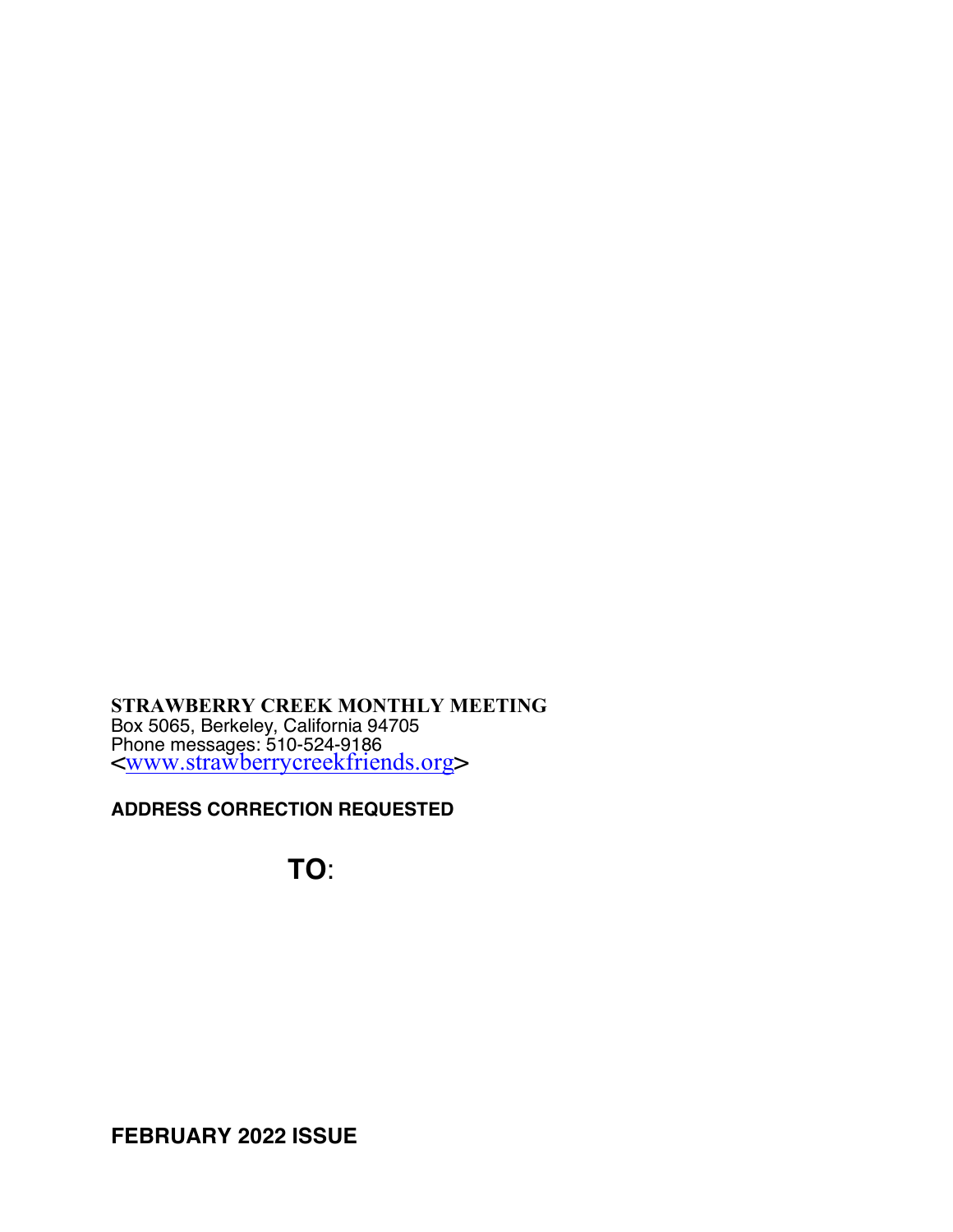**STRAWBERRY CREEK MONTHLY MEETING**
Box 5065, Berkeley, California 94705
Phone messages: 510-524-9186
<www.strawberrycreekfriends.org>

**ADDRESS CORRECTION REQUESTED**

**TO**:

**FEBRUARY 2022 ISSUE**